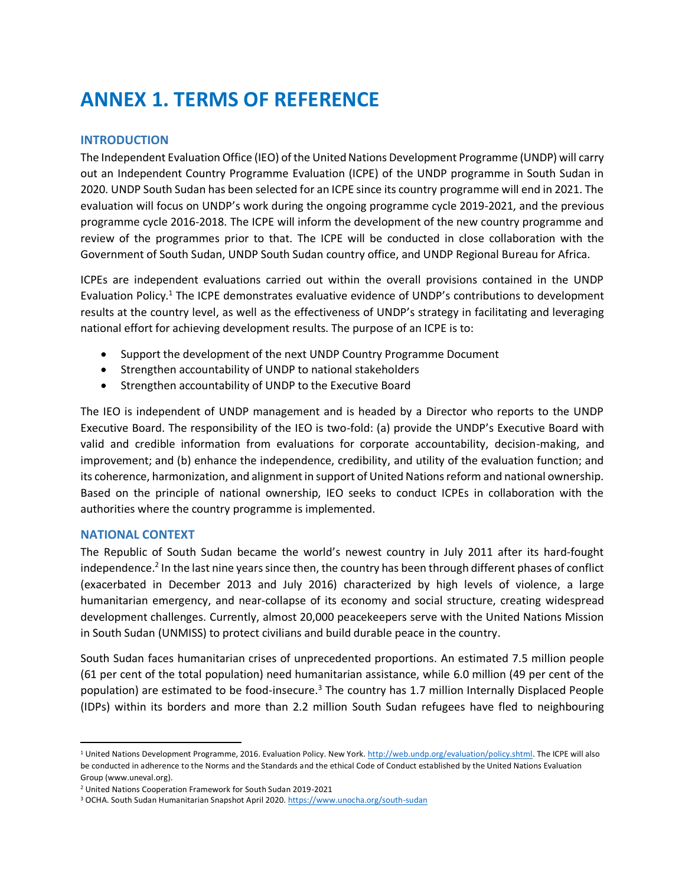# ANNEX 1. TERMS OF REFERENCE

## INTRODUCTION

The Independent Evaluation Office (IEO) of the United Nations Development Programme (UNDP) will carry out an Independent Country Programme Evaluation (ICPE) of the UNDP programme in South Sudan in 2020. UNDP South Sudan has been selected for an ICPE since its country programme will end in 2021. The evaluation will focus on UNDP's work during the ongoing programme cycle 2019-2021, and the previous programme cycle 2016-2018. The ICPE will inform the development of the new country programme and review of the programmes prior to that. The ICPE will be conducted in close collaboration with the Government of South Sudan, UNDP South Sudan country office, and UNDP Regional Bureau for Africa.

ICPEs are independent evaluations carried out within the overall provisions contained in the UNDP Evaluation Policy.[1] The ICPE demonstrates evaluative evidence of UNDP's contributions to development results at the country level, as well as the effectiveness of UNDP's strategy in facilitating and leveraging national effort for achieving development results. The purpose of an ICPE is to:

- Support the development of the next UNDP Country Programme Document
- Strengthen accountability of UNDP to national stakeholders
- Strengthen accountability of UNDP to the Executive Board

The IEO is independent of UNDP management and is headed by a Director who reports to the UNDP Executive Board. The responsibility of the IEO is two-fold: (a) provide the UNDP's Executive Board with valid and credible information from evaluations for corporate accountability, decision-making, and improvement; and (b) enhance the independence, credibility, and utility of the evaluation function; and its coherence, harmonization, and alignment in support of United Nations reform and national ownership. Based on the principle of national ownership, IEO seeks to conduct ICPEs in collaboration with the authorities where the country programme is implemented.

## NATIONAL CONTEXT

The Republic of South Sudan became the world's newest country in July 2011 after its hard-fought independence.[2] In the last nine years since then, the country has been through different phases of conflict (exacerbated in December 2013 and July 2016) characterized by high levels of violence, a large humanitarian emergency, and near-collapse of its economy and social structure, creating widespread development challenges. Currently, almost 20,000 peacekeepers serve with the United Nations Mission in South Sudan (UNMISS) to protect civilians and build durable peace in the country.

South Sudan faces humanitarian crises of unprecedented proportions. An estimated 7.5 million people (61 per cent of the total population) need humanitarian assistance, while 6.0 million (49 per cent of the population) are estimated to be food-insecure.[3] The country has 1.7 million Internally Displaced People (IDPs) within its borders and more than 2.2 million South Sudan refugees have fled to neighbouring

---

[1] United Nations Development Programme, 2016. Evaluation Policy. New York. http://web.undp.org/evaluation/policy.shtml. The ICPE will also be conducted in adherence to the Norms and the Standards and the ethical Code of Conduct established by the United Nations Evaluation Group (www.uneval.org).

[2] United Nations Cooperation Framework for South Sudan 2019-2021

[3] OCHA. South Sudan Humanitarian Snapshot April 2020. https://www.unocha.org/south-sudan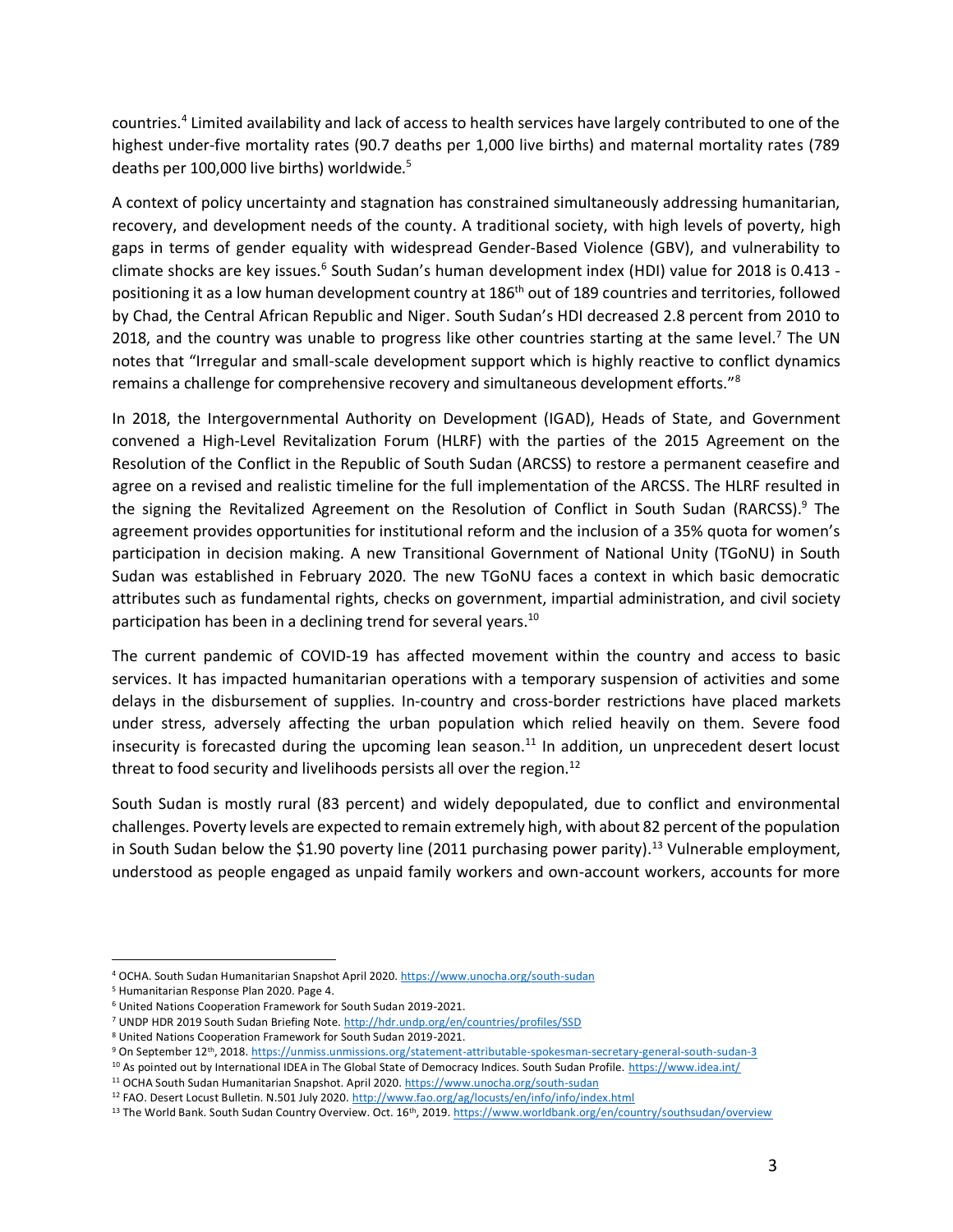countries.[4] Limited availability and lack of access to health services have largely contributed to one of the highest under-five mortality rates (90.7 deaths per 1,000 live births) and maternal mortality rates (789 deaths per 100,000 live births) worldwide.[5]

A context of policy uncertainty and stagnation has constrained simultaneously addressing humanitarian, recovery, and development needs of the county. A traditional society, with high levels of poverty, high gaps in terms of gender equality with widespread Gender-Based Violence (GBV), and vulnerability to climate shocks are key issues.[6] South Sudan's human development index (HDI) value for 2018 is 0.413 - positioning it as a low human development country at 186th out of 189 countries and territories, followed by Chad, the Central African Republic and Niger. South Sudan's HDI decreased 2.8 percent from 2010 to 2018, and the country was unable to progress like other countries starting at the same level.[7] The UN notes that "Irregular and small-scale development support which is highly reactive to conflict dynamics remains a challenge for comprehensive recovery and simultaneous development efforts."[8]

In 2018, the Intergovernmental Authority on Development (IGAD), Heads of State, and Government convened a High-Level Revitalization Forum (HLRF) with the parties of the 2015 Agreement on the Resolution of the Conflict in the Republic of South Sudan (ARCSS) to restore a permanent ceasefire and agree on a revised and realistic timeline for the full implementation of the ARCSS. The HLRF resulted in the signing the Revitalized Agreement on the Resolution of Conflict in South Sudan (RARCSS).[9] The agreement provides opportunities for institutional reform and the inclusion of a 35% quota for women's participation in decision making. A new Transitional Government of National Unity (TGoNU) in South Sudan was established in February 2020. The new TGoNU faces a context in which basic democratic attributes such as fundamental rights, checks on government, impartial administration, and civil society participation has been in a declining trend for several years.[10]

The current pandemic of COVID-19 has affected movement within the country and access to basic services. It has impacted humanitarian operations with a temporary suspension of activities and some delays in the disbursement of supplies. In-country and cross-border restrictions have placed markets under stress, adversely affecting the urban population which relied heavily on them. Severe food insecurity is forecasted during the upcoming lean season.[11] In addition, un unprecedent desert locust threat to food security and livelihoods persists all over the region.[12]

South Sudan is mostly rural (83 percent) and widely depopulated, due to conflict and environmental challenges. Poverty levels are expected to remain extremely high, with about 82 percent of the population in South Sudan below the $1.90 poverty line (2011 purchasing power parity).[13] Vulnerable employment, understood as people engaged as unpaid family workers and own-account workers, accounts for more

---

[4] OCHA. South Sudan Humanitarian Snapshot April 2020. https://www.unocha.org/south-sudan

[5] Humanitarian Response Plan 2020. Page 4.

[6] United Nations Cooperation Framework for South Sudan 2019-2021.

[7] UNDP HDR 2019 South Sudan Briefing Note. http://hdr.undp.org/en/countries/profiles/SSD

[8] United Nations Cooperation Framework for South Sudan 2019-2021.

[9] On September 12th, 2018. https://unmiss.unmissions.org/statement-attributable-spokesman-secretary-general-south-sudan-3

[10] As pointed out by International IDEA in The Global State of Democracy Indices. South Sudan Profile. https://www.idea.int/

[11] OCHA South Sudan Humanitarian Snapshot. April 2020. https://www.unocha.org/south-sudan

[12] FAO. Desert Locust Bulletin. N.501 July 2020. http://www.fao.org/ag/locusts/en/info/info/index.html

[13] The World Bank. South Sudan Country Overview. Oct. 16th, 2019. https://www.worldbank.org/en/country/southsudan/overview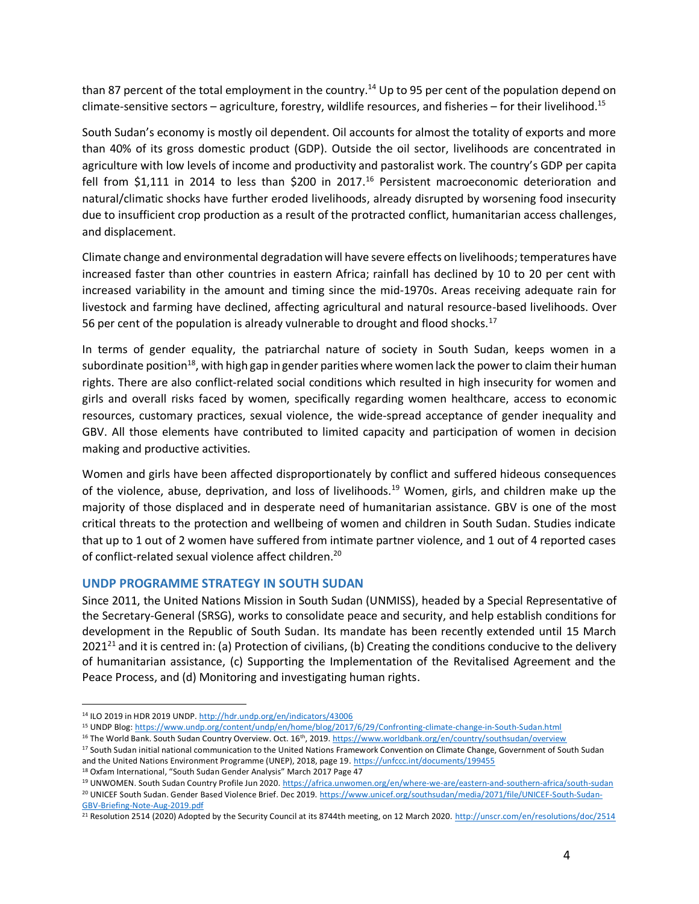than 87 percent of the total employment in the country.[14] Up to 95 per cent of the population depend on climate-sensitive sectors – agriculture, forestry, wildlife resources, and fisheries – for their livelihood.[15]

South Sudan's economy is mostly oil dependent. Oil accounts for almost the totality of exports and more than 40% of its gross domestic product (GDP). Outside the oil sector, livelihoods are concentrated in agriculture with low levels of income and productivity and pastoralist work. The country's GDP per capita fell from $1,111 in 2014 to less than $200 in 2017.[16] Persistent macroeconomic deterioration and natural/climatic shocks have further eroded livelihoods, already disrupted by worsening food insecurity due to insufficient crop production as a result of the protracted conflict, humanitarian access challenges, and displacement.

Climate change and environmental degradation will have severe effects on livelihoods; temperatures have increased faster than other countries in eastern Africa; rainfall has declined by 10 to 20 per cent with increased variability in the amount and timing since the mid-1970s. Areas receiving adequate rain for livestock and farming have declined, affecting agricultural and natural resource-based livelihoods. Over 56 per cent of the population is already vulnerable to drought and flood shocks.[17]

In terms of gender equality, the patriarchal nature of society in South Sudan, keeps women in a subordinate position[18], with high gap in gender parities where women lack the power to claim their human rights. There are also conflict-related social conditions which resulted in high insecurity for women and girls and overall risks faced by women, specifically regarding women healthcare, access to economic resources, customary practices, sexual violence, the wide-spread acceptance of gender inequality and GBV. All those elements have contributed to limited capacity and participation of women in decision making and productive activities.

Women and girls have been affected disproportionately by conflict and suffered hideous consequences of the violence, abuse, deprivation, and loss of livelihoods.[19] Women, girls, and children make up the majority of those displaced and in desperate need of humanitarian assistance. GBV is one of the most critical threats to the protection and wellbeing of women and children in South Sudan. Studies indicate that up to 1 out of 2 women have suffered from intimate partner violence, and 1 out of 4 reported cases of conflict-related sexual violence affect children.[20]

## UNDP PROGRAMME STRATEGY IN SOUTH SUDAN

Since 2011, the United Nations Mission in South Sudan (UNMISS), headed by a Special Representative of the Secretary-General (SRSG), works to consolidate peace and security, and help establish conditions for development in the Republic of South Sudan. Its mandate has been recently extended until 15 March 2021[21] and it is centred in: (a) Protection of civilians, (b) Creating the conditions conducive to the delivery of humanitarian assistance, (c) Supporting the Implementation of the Revitalised Agreement and the Peace Process, and (d) Monitoring and investigating human rights.

---

[14] ILO 2019 in HDR 2019 UNDP. http://hdr.undp.org/en/indicators/43006

[15] UNDP Blog: https://www.undp.org/content/undp/en/home/blog/2017/6/29/Confronting-climate-change-in-South-Sudan.html

[16] The World Bank. South Sudan Country Overview. Oct. 16th, 2019. https://www.worldbank.org/en/country/southsudan/overview

[17] South Sudan initial national communication to the United Nations Framework Convention on Climate Change, Government of South Sudan and the United Nations Environment Programme (UNEP), 2018, page 19. https://unfccc.int/documents/199455

[18] Oxfam International, "South Sudan Gender Analysis" March 2017 Page 47

[19] UNWOMEN. South Sudan Country Profile Jun 2020. https://africa.unwomen.org/en/where-we-are/eastern-and-southern-africa/south-sudan

[20] UNICEF South Sudan. Gender Based Violence Brief. Dec 2019. https://www.unicef.org/southsudan/media/2071/file/UNICEF-South-Sudan-GBV-Briefing-Note-Aug-2019.pdf

[21] Resolution 2514 (2020) Adopted by the Security Council at its 8744th meeting, on 12 March 2020. http://unscr.com/en/resolutions/doc/2514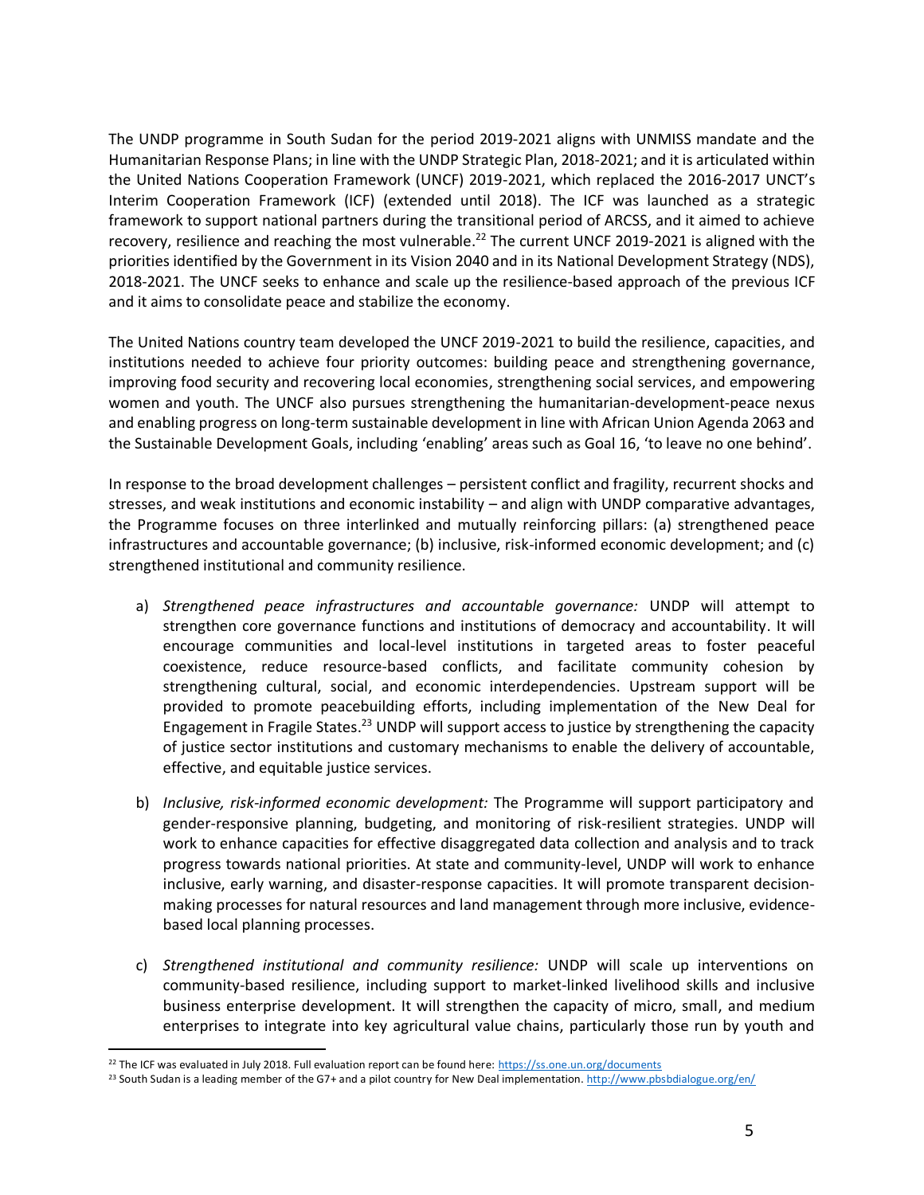The UNDP programme in South Sudan for the period 2019-2021 aligns with UNMISS mandate and the Humanitarian Response Plans; in line with the UNDP Strategic Plan, 2018-2021; and it is articulated within the United Nations Cooperation Framework (UNCF) 2019-2021, which replaced the 2016-2017 UNCT's Interim Cooperation Framework (ICF) (extended until 2018). The ICF was launched as a strategic framework to support national partners during the transitional period of ARCSS, and it aimed to achieve recovery, resilience and reaching the most vulnerable.[22] The current UNCF 2019-2021 is aligned with the priorities identified by the Government in its Vision 2040 and in its National Development Strategy (NDS), 2018-2021. The UNCF seeks to enhance and scale up the resilience-based approach of the previous ICF and it aims to consolidate peace and stabilize the economy.

The United Nations country team developed the UNCF 2019-2021 to build the resilience, capacities, and institutions needed to achieve four priority outcomes: building peace and strengthening governance, improving food security and recovering local economies, strengthening social services, and empowering women and youth. The UNCF also pursues strengthening the humanitarian-development-peace nexus and enabling progress on long-term sustainable development in line with African Union Agenda 2063 and the Sustainable Development Goals, including 'enabling' areas such as Goal 16, 'to leave no one behind'.

In response to the broad development challenges – persistent conflict and fragility, recurrent shocks and stresses, and weak institutions and economic instability – and align with UNDP comparative advantages, the Programme focuses on three interlinked and mutually reinforcing pillars: (a) strengthened peace infrastructures and accountable governance; (b) inclusive, risk-informed economic development; and (c) strengthened institutional and community resilience.

a) *Strengthened peace infrastructures and accountable governance:* UNDP will attempt to strengthen core governance functions and institutions of democracy and accountability. It will encourage communities and local-level institutions in targeted areas to foster peaceful coexistence, reduce resource-based conflicts, and facilitate community cohesion by strengthening cultural, social, and economic interdependencies. Upstream support will be provided to promote peacebuilding efforts, including implementation of the New Deal for Engagement in Fragile States.[23] UNDP will support access to justice by strengthening the capacity of justice sector institutions and customary mechanisms to enable the delivery of accountable, effective, and equitable justice services.

b) *Inclusive, risk-informed economic development:* The Programme will support participatory and gender-responsive planning, budgeting, and monitoring of risk-resilient strategies. UNDP will work to enhance capacities for effective disaggregated data collection and analysis and to track progress towards national priorities. At state and community-level, UNDP will work to enhance inclusive, early warning, and disaster-response capacities. It will promote transparent decision-making processes for natural resources and land management through more inclusive, evidence-based local planning processes.

c) *Strengthened institutional and community resilience:* UNDP will scale up interventions on community-based resilience, including support to market-linked livelihood skills and inclusive business enterprise development. It will strengthen the capacity of micro, small, and medium enterprises to integrate into key agricultural value chains, particularly those run by youth and

---

[22] The ICF was evaluated in July 2018. Full evaluation report can be found here: https://ss.one.un.org/documents

[23] South Sudan is a leading member of the G7+ and a pilot country for New Deal implementation. http://www.pbsbdialogue.org/en/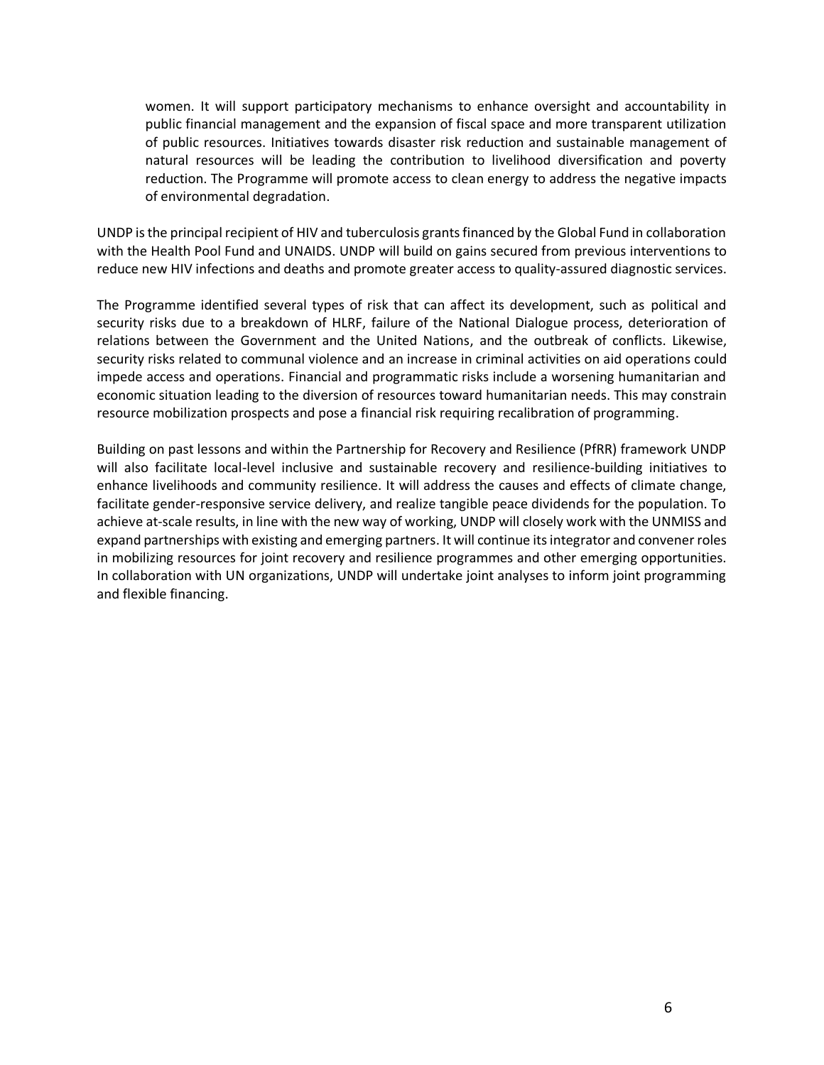women. It will support participatory mechanisms to enhance oversight and accountability in public financial management and the expansion of fiscal space and more transparent utilization of public resources. Initiatives towards disaster risk reduction and sustainable management of natural resources will be leading the contribution to livelihood diversification and poverty reduction. The Programme will promote access to clean energy to address the negative impacts of environmental degradation.

UNDP is the principal recipient of HIV and tuberculosis grants financed by the Global Fund in collaboration with the Health Pool Fund and UNAIDS. UNDP will build on gains secured from previous interventions to reduce new HIV infections and deaths and promote greater access to quality-assured diagnostic services.

The Programme identified several types of risk that can affect its development, such as political and security risks due to a breakdown of HLRF, failure of the National Dialogue process, deterioration of relations between the Government and the United Nations, and the outbreak of conflicts. Likewise, security risks related to communal violence and an increase in criminal activities on aid operations could impede access and operations. Financial and programmatic risks include a worsening humanitarian and economic situation leading to the diversion of resources toward humanitarian needs. This may constrain resource mobilization prospects and pose a financial risk requiring recalibration of programming.

Building on past lessons and within the Partnership for Recovery and Resilience (PfRR) framework UNDP will also facilitate local-level inclusive and sustainable recovery and resilience-building initiatives to enhance livelihoods and community resilience. It will address the causes and effects of climate change, facilitate gender-responsive service delivery, and realize tangible peace dividends for the population. To achieve at-scale results, in line with the new way of working, UNDP will closely work with the UNMISS and expand partnerships with existing and emerging partners. It will continue its integrator and convener roles in mobilizing resources for joint recovery and resilience programmes and other emerging opportunities. In collaboration with UN organizations, UNDP will undertake joint analyses to inform joint programming and flexible financing.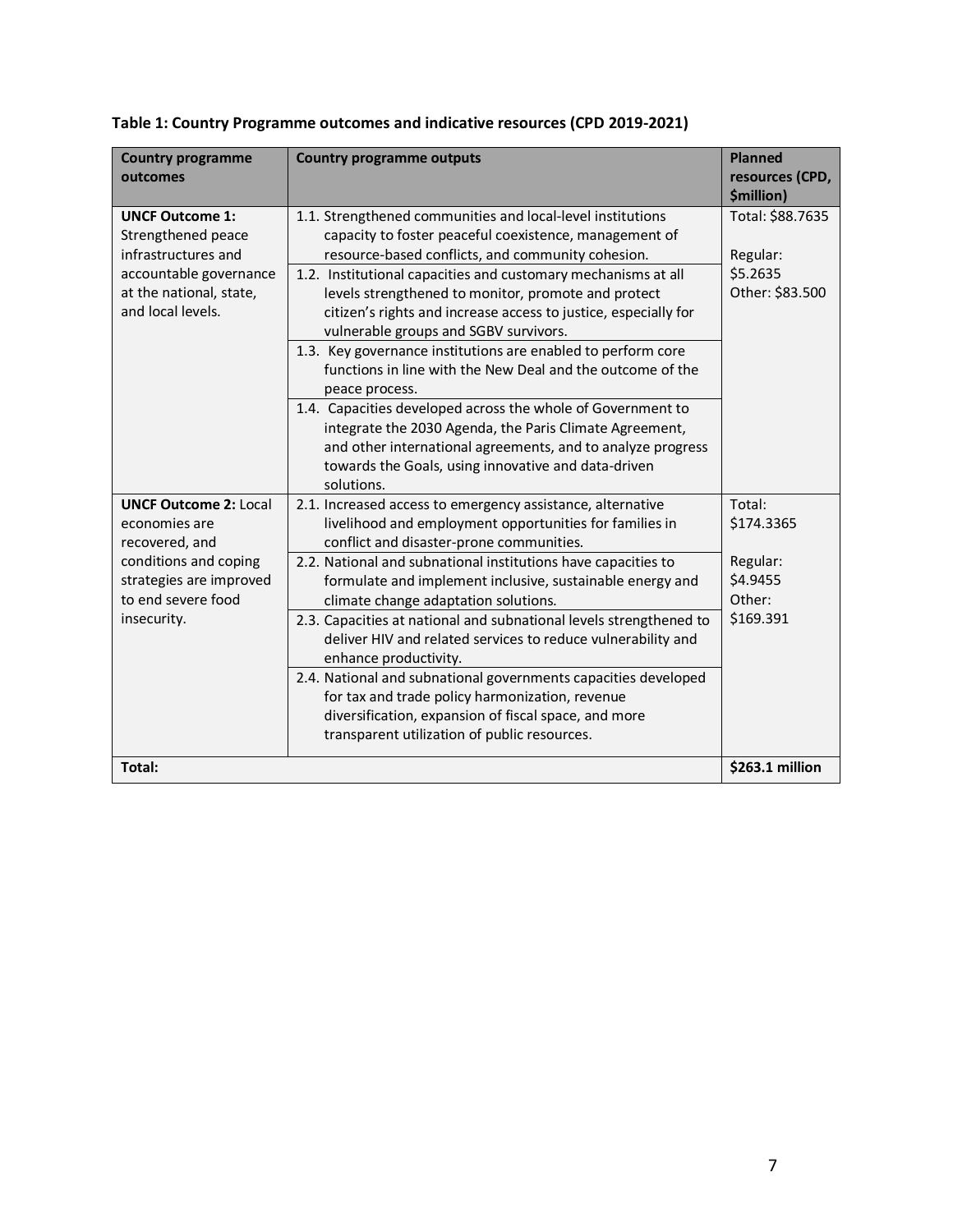**Table 1: Country Programme outcomes and indicative resources (CPD 2019-2021)**

| Country programme outcomes | Country programme outputs | Planned resources (CPD, $million) |
|---|---|---|
| **UNCF Outcome 1:** Strengthened peace infrastructures and accountable governance at the national, state, and local levels. | 1.1. Strengthened communities and local-level institutions capacity to foster peaceful coexistence, management of resource-based conflicts, and community cohesion. | Total: $88.7635<br><br>Regular: $5.2635<br>Other: $83.500 |
| | 1.2. Institutional capacities and customary mechanisms at all levels strengthened to monitor, promote and protect citizen's rights and increase access to justice, especially for vulnerable groups and SGBV survivors. | |
| | 1.3. Key governance institutions are enabled to perform core functions in line with the New Deal and the outcome of the peace process. | |
| | 1.4. Capacities developed across the whole of Government to integrate the 2030 Agenda, the Paris Climate Agreement, and other international agreements, and to analyze progress towards the Goals, using innovative and data-driven solutions. | |
| **UNCF Outcome 2:** Local economies are recovered, and conditions and coping strategies are improved to end severe food insecurity. | 2.1. Increased access to emergency assistance, alternative livelihood and employment opportunities for families in conflict and disaster-prone communities. | Total: $174.3365<br><br>Regular: $4.9455<br>Other: $169.391 |
| | 2.2. National and subnational institutions have capacities to formulate and implement inclusive, sustainable energy and climate change adaptation solutions. | |
| | 2.3. Capacities at national and subnational levels strengthened to deliver HIV and related services to reduce vulnerability and enhance productivity. | |
| | 2.4. National and subnational governments capacities developed for tax and trade policy harmonization, revenue diversification, expansion of fiscal space, and more transparent utilization of public resources. | |
| **Total:** | | **$263.1 million** |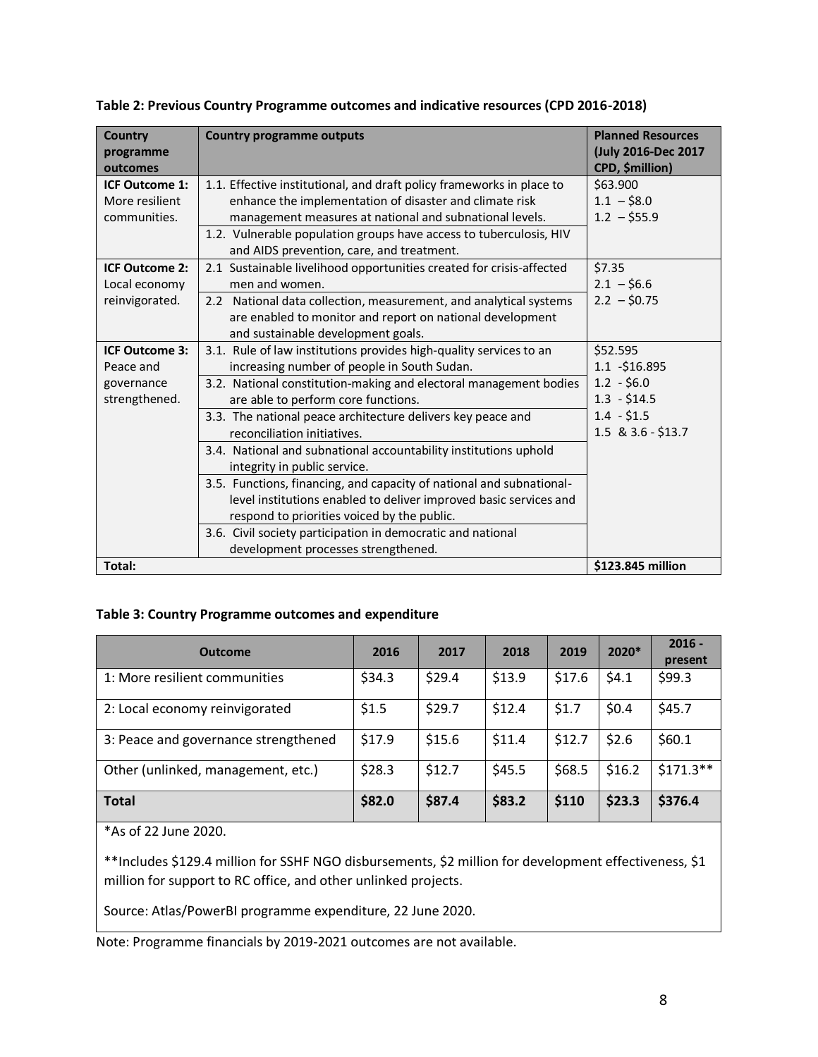**Table 2: Previous Country Programme outcomes and indicative resources (CPD 2016-2018)**

| Country programme outcomes | Country programme outputs | Planned Resources (July 2016-Dec 2017 CPD, $million) |
|---|---|---|
| **ICF Outcome 1:** More resilient communities. | 1.1. Effective institutional, and draft policy frameworks in place to enhance the implementation of disaster and climate risk management measures at national and subnational levels.<br>1.2. Vulnerable population groups have access to tuberculosis, HIV and AIDS prevention, care, and treatment. | $63.900<br>1.1 – $8.0<br>1.2 – $55.9 |
| **ICF Outcome 2:** Local economy reinvigorated. | 2.1 Sustainable livelihood opportunities created for crisis-affected men and women.<br>2.2 National data collection, measurement, and analytical systems are enabled to monitor and report on national development and sustainable development goals. | $7.35<br>2.1 – $6.6<br>2.2 – $0.75 |
| **ICF Outcome 3:** Peace and governance strengthened. | 3.1. Rule of law institutions provides high-quality services to an increasing number of people in South Sudan.<br>3.2. National constitution-making and electoral management bodies are able to perform core functions.<br>3.3. The national peace architecture delivers key peace and reconciliation initiatives.<br>3.4. National and subnational accountability institutions uphold integrity in public service.<br>3.5. Functions, financing, and capacity of national and subnational-level institutions enabled to deliver improved basic services and respond to priorities voiced by the public.<br>3.6. Civil society participation in democratic and national development processes strengthened. | $52.595<br>1.1 -$16.895<br>1.2 - $6.0<br>1.3 - $14.5<br>1.4 - $1.5<br>1.5 & 3.6 - $13.7 |
| **Total:** | | **$123.845 million** |

**Table 3: Country Programme outcomes and expenditure**

| Outcome | 2016 | 2017 | 2018 | 2019 | 2020* | 2016 - present |
|---|---|---|---|---|---|---|
| 1: More resilient communities | $34.3 | $29.4 | $13.9 | $17.6 | $4.1 | $99.3 |
| 2: Local economy reinvigorated | $1.5 | $29.7 | $12.4 | $1.7 | $0.4 | $45.7 |
| 3: Peace and governance strengthened | $17.9 | $15.6 | $11.4 | $12.7 | $2.6 | $60.1 |
| Other (unlinked, management, etc.) | $28.3 | $12.7 | $45.5 | $68.5 | $16.2 | $171.3** |
| **Total** | **$82.0** | **$87.4** | **$83.2** | **$110** | **$23.3** | **$376.4** |

*As of 22 June 2020.

**Includes $129.4 million for SSHF NGO disbursements, $2 million for development effectiveness, $1 million for support to RC office, and other unlinked projects.

Source: Atlas/PowerBI programme expenditure, 22 June 2020.

Note: Programme financials by 2019-2021 outcomes are not available.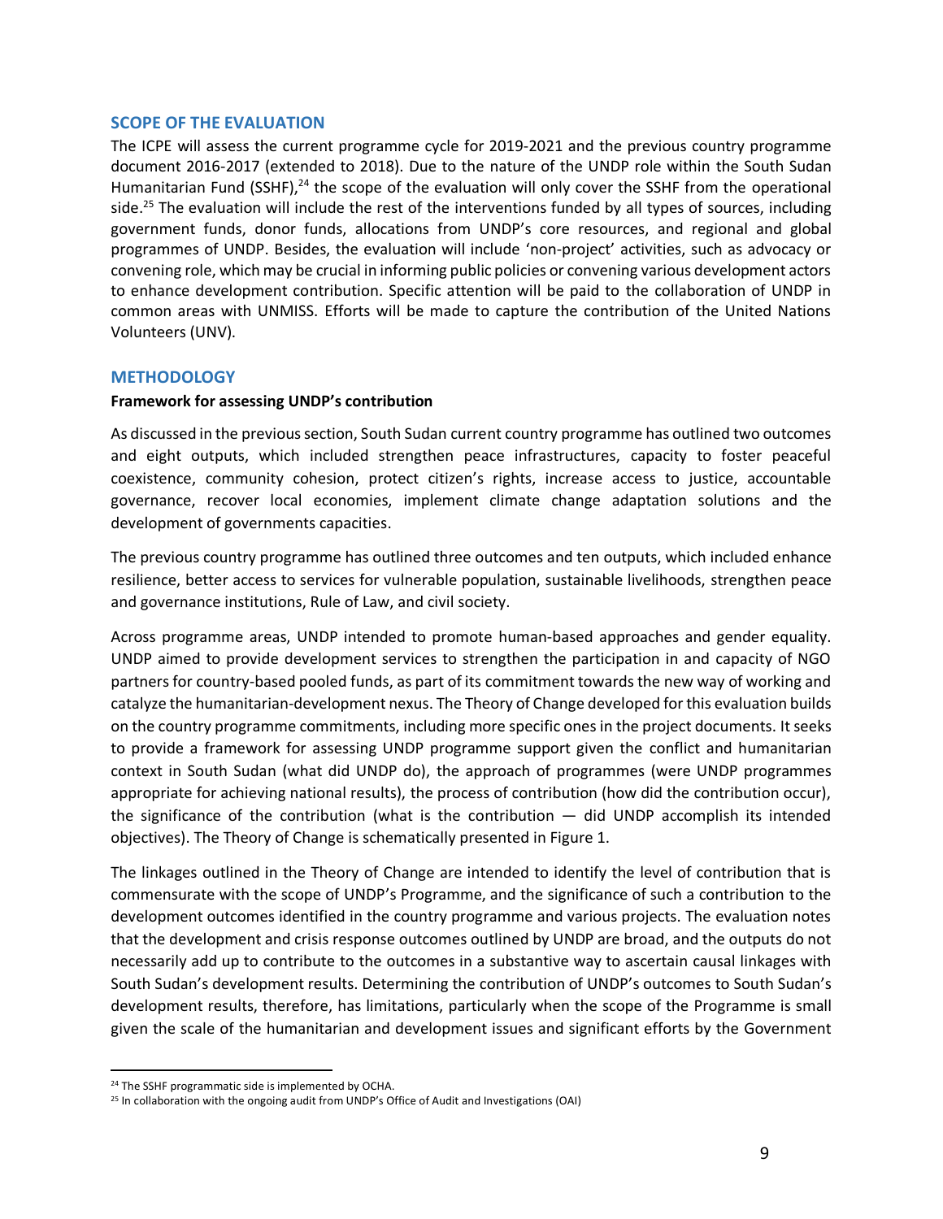## SCOPE OF THE EVALUATION

The ICPE will assess the current programme cycle for 2019-2021 and the previous country programme document 2016-2017 (extended to 2018). Due to the nature of the UNDP role within the South Sudan Humanitarian Fund (SSHF),[24] the scope of the evaluation will only cover the SSHF from the operational side.[25] The evaluation will include the rest of the interventions funded by all types of sources, including government funds, donor funds, allocations from UNDP's core resources, and regional and global programmes of UNDP. Besides, the evaluation will include 'non-project' activities, such as advocacy or convening role, which may be crucial in informing public policies or convening various development actors to enhance development contribution. Specific attention will be paid to the collaboration of UNDP in common areas with UNMISS. Efforts will be made to capture the contribution of the United Nations Volunteers (UNV).

## METHODOLOGY

### Framework for assessing UNDP's contribution

As discussed in the previous section, South Sudan current country programme has outlined two outcomes and eight outputs, which included strengthen peace infrastructures, capacity to foster peaceful coexistence, community cohesion, protect citizen's rights, increase access to justice, accountable governance, recover local economies, implement climate change adaptation solutions and the development of governments capacities.

The previous country programme has outlined three outcomes and ten outputs, which included enhance resilience, better access to services for vulnerable population, sustainable livelihoods, strengthen peace and governance institutions, Rule of Law, and civil society.

Across programme areas, UNDP intended to promote human-based approaches and gender equality. UNDP aimed to provide development services to strengthen the participation in and capacity of NGO partners for country-based pooled funds, as part of its commitment towards the new way of working and catalyze the humanitarian-development nexus. The Theory of Change developed for this evaluation builds on the country programme commitments, including more specific ones in the project documents. It seeks to provide a framework for assessing UNDP programme support given the conflict and humanitarian context in South Sudan (what did UNDP do), the approach of programmes (were UNDP programmes appropriate for achieving national results), the process of contribution (how did the contribution occur), the significance of the contribution (what is the contribution — did UNDP accomplish its intended objectives). The Theory of Change is schematically presented in Figure 1.

The linkages outlined in the Theory of Change are intended to identify the level of contribution that is commensurate with the scope of UNDP's Programme, and the significance of such a contribution to the development outcomes identified in the country programme and various projects. The evaluation notes that the development and crisis response outcomes outlined by UNDP are broad, and the outputs do not necessarily add up to contribute to the outcomes in a substantive way to ascertain causal linkages with South Sudan's development results. Determining the contribution of UNDP's outcomes to South Sudan's development results, therefore, has limitations, particularly when the scope of the Programme is small given the scale of the humanitarian and development issues and significant efforts by the Government

[24] The SSHF programmatic side is implemented by OCHA.

[25] In collaboration with the ongoing audit from UNDP's Office of Audit and Investigations (OAI)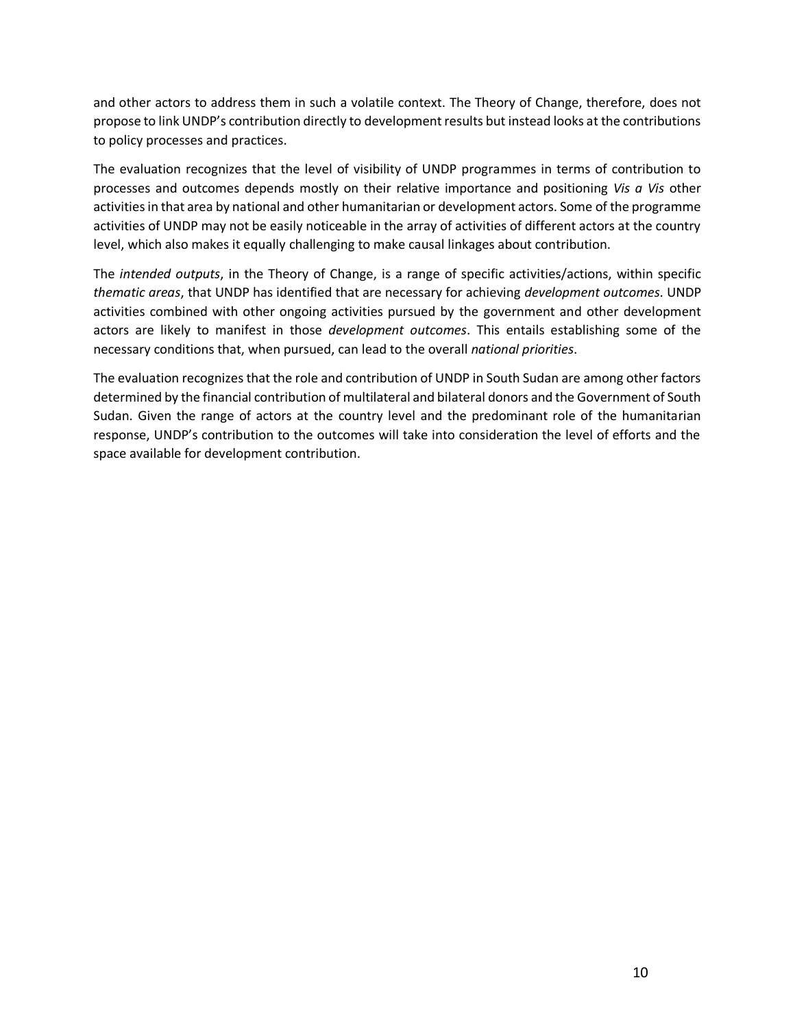and other actors to address them in such a volatile context. The Theory of Change, therefore, does not propose to link UNDP's contribution directly to development results but instead looks at the contributions to policy processes and practices.

The evaluation recognizes that the level of visibility of UNDP programmes in terms of contribution to processes and outcomes depends mostly on their relative importance and positioning *Vis a Vis* other activities in that area by national and other humanitarian or development actors. Some of the programme activities of UNDP may not be easily noticeable in the array of activities of different actors at the country level, which also makes it equally challenging to make causal linkages about contribution.

The *intended outputs*, in the Theory of Change, is a range of specific activities/actions, within specific *thematic areas*, that UNDP has identified that are necessary for achieving *development outcomes*. UNDP activities combined with other ongoing activities pursued by the government and other development actors are likely to manifest in those *development outcomes*. This entails establishing some of the necessary conditions that, when pursued, can lead to the overall *national priorities*.

The evaluation recognizes that the role and contribution of UNDP in South Sudan are among other factors determined by the financial contribution of multilateral and bilateral donors and the Government of South Sudan. Given the range of actors at the country level and the predominant role of the humanitarian response, UNDP's contribution to the outcomes will take into consideration the level of efforts and the space available for development contribution.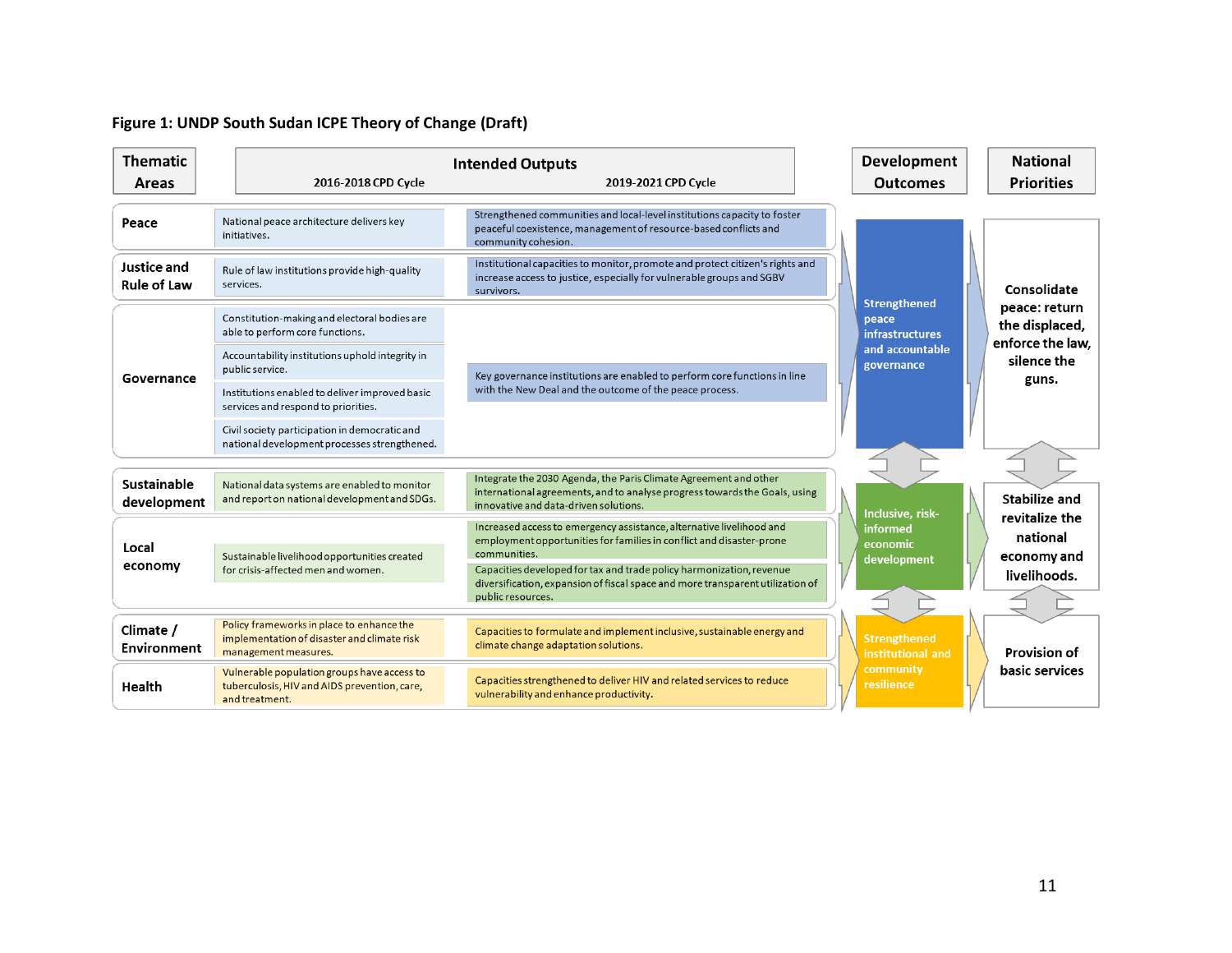**Figure 1: UNDP South Sudan ICPE Theory of Change (Draft)**

| Thematic Areas | Intended Outputs: 2016-2018 CPD Cycle | Intended Outputs: 2019-2021 CPD Cycle | Development Outcomes | National Priorities |
|---|---|---|---|---|
| Peace | National peace architecture delivers key initiatives. | Strengthened communities and local-level institutions capacity to foster peaceful coexistence, management of resource-based conflicts and community cohesion. | Strengthened peace infrastructures and accountable governance | Consolidate peace: return the displaced, enforce the law, silence the guns. |
| Justice and Rule of Law | Rule of law institutions provide high-quality services. | Institutional capacities to monitor, promote and protect citizen's rights and increase access to justice, especially for vulnerable groups and SGBV survivors. | | |
| Governance | Constitution-making and electoral bodies are able to perform core functions. | Key governance institutions are enabled to perform core functions in line with the New Deal and the outcome of the peace process. | | |
| | Accountability institutions uphold integrity in public service. | | | |
| | Institutions enabled to deliver improved basic services and respond to priorities. | | | |
| | Civil society participation in democratic and national development processes strengthened. | | | |
| Sustainable development | National data systems are enabled to monitor and report on national development and SDGs. | Integrate the 2030 Agenda, the Paris Climate Agreement and other international agreements, and to analyse progress towards the Goals, using innovative and data-driven solutions. | Inclusive, risk-informed economic development | Stabilize and revitalize the national economy and livelihoods. |
| Local economy | Sustainable livelihood opportunities created for crisis-affected men and women. | Increased access to emergency assistance, alternative livelihood and employment opportunities for families in conflict and disaster-prone communities. | | |
| | | Capacities developed for tax and trade policy harmonization, revenue diversification, expansion of fiscal space and more transparent utilization of public resources. | | |
| Climate / Environment | Policy frameworks in place to enhance the implementation of disaster and climate risk management measures. | Capacities to formulate and implement inclusive, sustainable energy and climate change adaptation solutions. | Strengthened institutional and community resilience | Provision of basic services |
| Health | Vulnerable population groups have access to tuberculosis, HIV and AIDS prevention, care, and treatment. | Capacities strengthened to deliver HIV and related services to reduce vulnerability and enhance productivity. | | |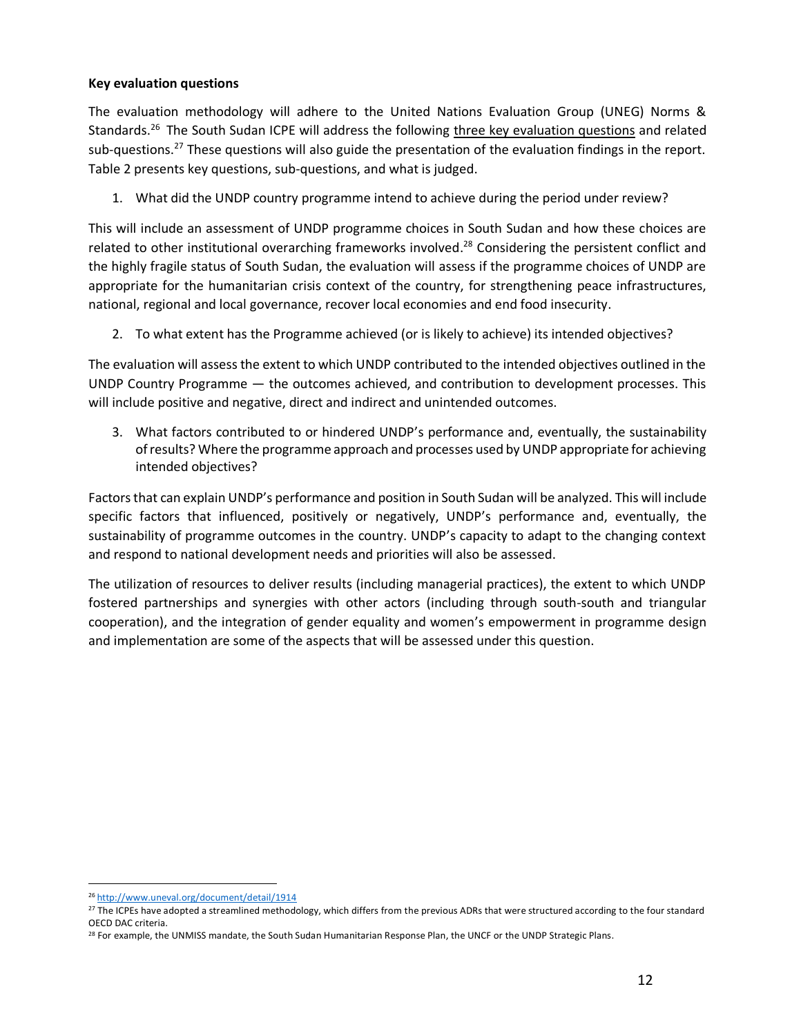**Key evaluation questions**

The evaluation methodology will adhere to the United Nations Evaluation Group (UNEG) Norms & Standards.[26] The South Sudan ICPE will address the following three key evaluation questions and related sub-questions.[27] These questions will also guide the presentation of the evaluation findings in the report. Table 2 presents key questions, sub-questions, and what is judged.

1. What did the UNDP country programme intend to achieve during the period under review?

This will include an assessment of UNDP programme choices in South Sudan and how these choices are related to other institutional overarching frameworks involved.[28] Considering the persistent conflict and the highly fragile status of South Sudan, the evaluation will assess if the programme choices of UNDP are appropriate for the humanitarian crisis context of the country, for strengthening peace infrastructures, national, regional and local governance, recover local economies and end food insecurity.

2. To what extent has the Programme achieved (or is likely to achieve) its intended objectives?

The evaluation will assess the extent to which UNDP contributed to the intended objectives outlined in the UNDP Country Programme — the outcomes achieved, and contribution to development processes. This will include positive and negative, direct and indirect and unintended outcomes.

3. What factors contributed to or hindered UNDP's performance and, eventually, the sustainability of results? Where the programme approach and processes used by UNDP appropriate for achieving intended objectives?

Factors that can explain UNDP's performance and position in South Sudan will be analyzed. This will include specific factors that influenced, positively or negatively, UNDP's performance and, eventually, the sustainability of programme outcomes in the country. UNDP's capacity to adapt to the changing context and respond to national development needs and priorities will also be assessed.

The utilization of resources to deliver results (including managerial practices), the extent to which UNDP fostered partnerships and synergies with other actors (including through south-south and triangular cooperation), and the integration of gender equality and women's empowerment in programme design and implementation are some of the aspects that will be assessed under this question.

---

[26] http://www.uneval.org/document/detail/1914

[27] The ICPEs have adopted a streamlined methodology, which differs from the previous ADRs that were structured according to the four standard OECD DAC criteria.

[28] For example, the UNMISS mandate, the South Sudan Humanitarian Response Plan, the UNCF or the UNDP Strategic Plans.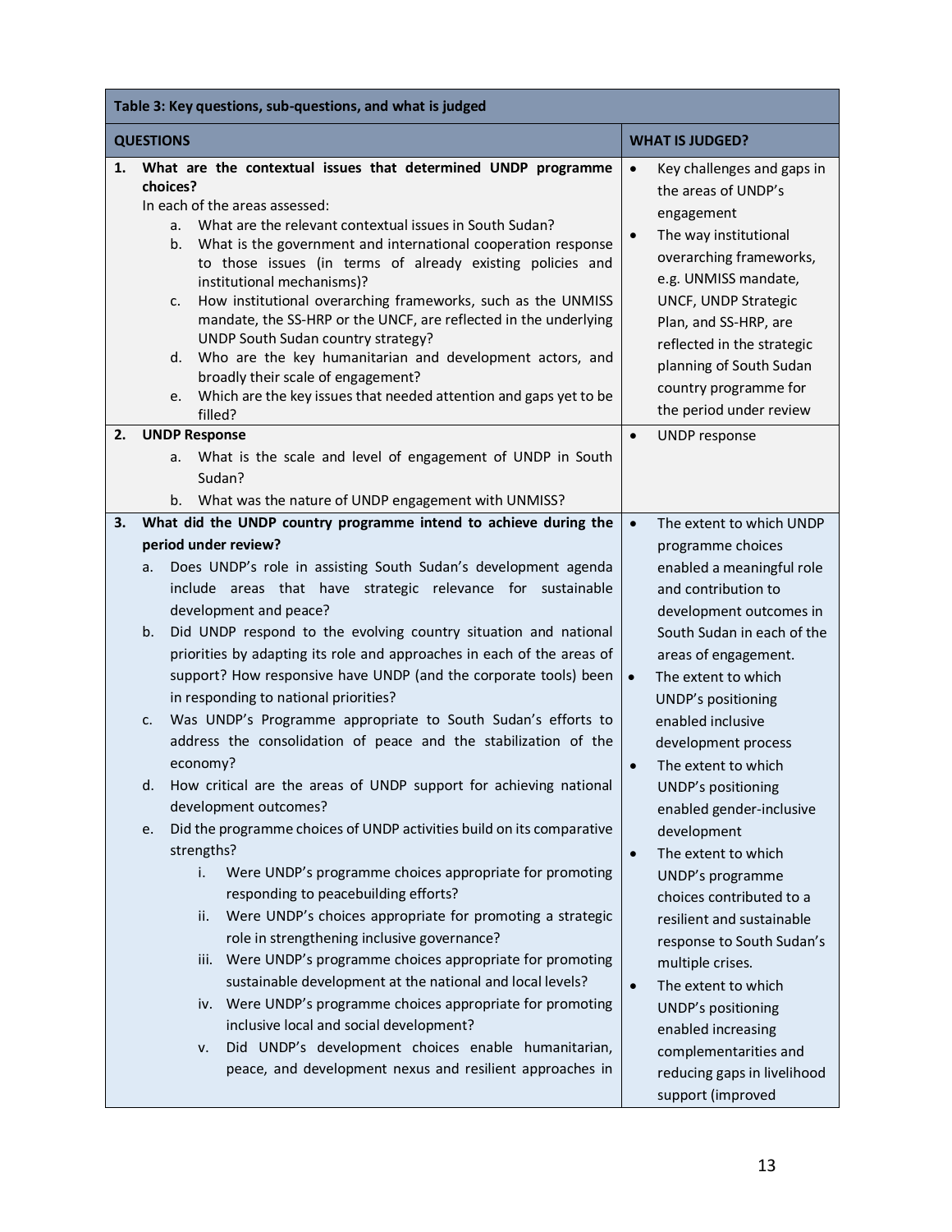| Table 3: Key questions, sub-questions, and what is judged | |
|---|---|
| **QUESTIONS** | **WHAT IS JUDGED?** |
| **1. What are the contextual issues that determined UNDP programme choices?** In each of the areas assessed: a. What are the relevant contextual issues in South Sudan? b. What is the government and international cooperation response to those issues (in terms of already existing policies and institutional mechanisms)? c. How institutional overarching frameworks, such as the UNMISS mandate, the SS-HRP or the UNCF, are reflected in the underlying UNDP South Sudan country strategy? d. Who are the key humanitarian and development actors, and broadly their scale of engagement? e. Which are the key issues that needed attention and gaps yet to be filled? | • Key challenges and gaps in the areas of UNDP's engagement • The way institutional overarching frameworks, e.g. UNMISS mandate, UNCF, UNDP Strategic Plan, and SS-HRP, are reflected in the strategic planning of South Sudan country programme for the period under review |
| **2. UNDP Response** a. What is the scale and level of engagement of UNDP in South Sudan? b. What was the nature of UNDP engagement with UNMISS? | • UNDP response |
| **3. What did the UNDP country programme intend to achieve during the period under review?** a. Does UNDP's role in assisting South Sudan's development agenda include areas that have strategic relevance for sustainable development and peace? b. Did UNDP respond to the evolving country situation and national priorities by adapting its role and approaches in each of the areas of support? How responsive have UNDP (and the corporate tools) been in responding to national priorities? c. Was UNDP's Programme appropriate to South Sudan's efforts to address the consolidation of peace and the stabilization of the economy? d. How critical are the areas of UNDP support for achieving national development outcomes? e. Did the programme choices of UNDP activities build on its comparative strengths? i. Were UNDP's programme choices appropriate for promoting responding to peacebuilding efforts? ii. Were UNDP's choices appropriate for promoting a strategic role in strengthening inclusive governance? iii. Were UNDP's programme choices appropriate for promoting sustainable development at the national and local levels? iv. Were UNDP's programme choices appropriate for promoting inclusive local and social development? v. Did UNDP's development choices enable humanitarian, peace, and development nexus and resilient approaches in | • The extent to which UNDP programme choices enabled a meaningful role and contribution to development outcomes in South Sudan in each of the areas of engagement. • The extent to which UNDP's positioning enabled inclusive development process • The extent to which UNDP's positioning enabled gender-inclusive development • The extent to which UNDP's programme choices contributed to a resilient and sustainable response to South Sudan's multiple crises. • The extent to which UNDP's positioning enabled increasing complementarities and reducing gaps in livelihood support (improved |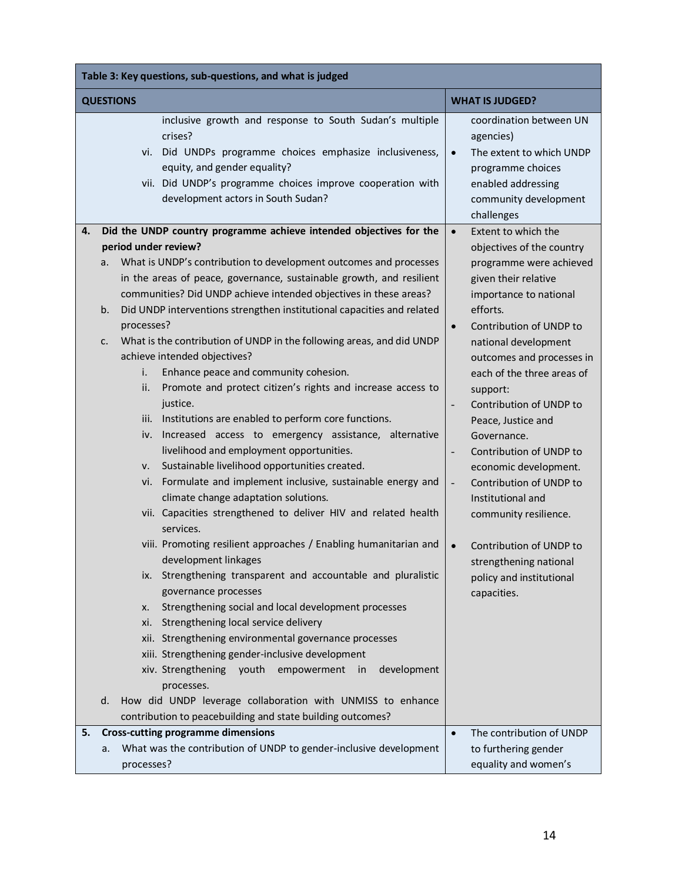| Table 3: Key questions, sub-questions, and what is judged | |
|---|---|
| **QUESTIONS** | **WHAT IS JUDGED?** |
| inclusive growth and response to South Sudan's multiple crises?<br>vi. Did UNDPs programme choices emphasize inclusiveness, equity, and gender equality?<br>vii. Did UNDP's programme choices improve cooperation with development actors in South Sudan? | coordination between UN agencies)<br>• The extent to which UNDP programme choices enabled addressing community development challenges |
| **4. Did the UNDP country programme achieve intended objectives for the period under review?**<br>a. What is UNDP's contribution to development outcomes and processes in the areas of peace, governance, sustainable growth, and resilient communities? Did UNDP achieve intended objectives in these areas?<br>b. Did UNDP interventions strengthen institutional capacities and related processes?<br>c. What is the contribution of UNDP in the following areas, and did UNDP achieve intended objectives?<br>i. Enhance peace and community cohesion.<br>ii. Promote and protect citizen's rights and increase access to justice.<br>iii. Institutions are enabled to perform core functions.<br>iv. Increased access to emergency assistance, alternative livelihood and employment opportunities.<br>v. Sustainable livelihood opportunities created.<br>vi. Formulate and implement inclusive, sustainable energy and climate change adaptation solutions.<br>vii. Capacities strengthened to deliver HIV and related health services.<br>viii. Promoting resilient approaches / Enabling humanitarian and development linkages<br>ix. Strengthening transparent and accountable and pluralistic governance processes<br>x. Strengthening social and local development processes<br>xi. Strengthening local service delivery<br>xii. Strengthening environmental governance processes<br>xiii. Strengthening gender-inclusive development<br>xiv. Strengthening youth empowerment in development processes.<br>d. How did UNDP leverage collaboration with UNMISS to enhance contribution to peacebuilding and state building outcomes? | • Extent to which the objectives of the country programme were achieved given their relative importance to national efforts.<br>• Contribution of UNDP to national development outcomes and processes in each of the three areas of support:<br>- Contribution of UNDP to Peace, Justice and Governance.<br>- Contribution of UNDP to economic development.<br>- Contribution of UNDP to Institutional and community resilience.<br>• Contribution of UNDP to strengthening national policy and institutional capacities. |
| **5. Cross-cutting programme dimensions**<br>a. What was the contribution of UNDP to gender-inclusive development processes? | • The contribution of UNDP to furthering gender equality and women's |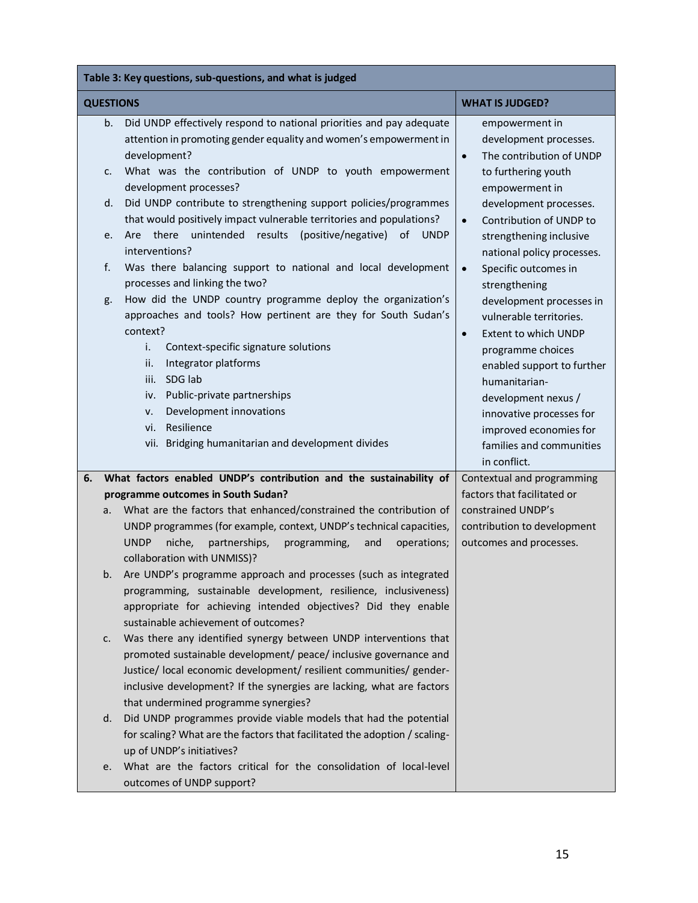| Table 3: Key questions, sub-questions, and what is judged | |
|---|---|
| **QUESTIONS** | **WHAT IS JUDGED?** |
| b. Did UNDP effectively respond to national priorities and pay adequate attention in promoting gender equality and women's empowerment in development?<br>c. What was the contribution of UNDP to youth empowerment development processes?<br>d. Did UNDP contribute to strengthening support policies/programmes that would positively impact vulnerable territories and populations?<br>e. Are there unintended results (positive/negative) of UNDP interventions?<br>f. Was there balancing support to national and local development processes and linking the two?<br>g. How did the UNDP country programme deploy the organization's approaches and tools? How pertinent are they for South Sudan's context?<br>i. Context-specific signature solutions<br>ii. Integrator platforms<br>iii. SDG lab<br>iv. Public-private partnerships<br>v. Development innovations<br>vi. Resilience<br>vii. Bridging humanitarian and development divides | empowerment in development processes.<br>• The contribution of UNDP to furthering youth empowerment in development processes.<br>• Contribution of UNDP to strengthening inclusive national policy processes.<br>• Specific outcomes in strengthening development processes in vulnerable territories.<br>• Extent to which UNDP programme choices enabled support to further humanitarian-development nexus / innovative processes for improved economies for families and communities in conflict. |
| **6. What factors enabled UNDP's contribution and the sustainability of programme outcomes in South Sudan?**<br>a. What are the factors that enhanced/constrained the contribution of UNDP programmes (for example, context, UNDP's technical capacities, UNDP niche, partnerships, programming, and operations; collaboration with UNMISS)?<br>b. Are UNDP's programme approach and processes (such as integrated programming, sustainable development, resilience, inclusiveness) appropriate for achieving intended objectives? Did they enable sustainable achievement of outcomes?<br>c. Was there any identified synergy between UNDP interventions that promoted sustainable development/ peace/ inclusive governance and Justice/ local economic development/ resilient communities/ gender-inclusive development? If the synergies are lacking, what are factors that undermined programme synergies?<br>d. Did UNDP programmes provide viable models that had the potential for scaling? What are the factors that facilitated the adoption / scaling-up of UNDP's initiatives?<br>e. What are the factors critical for the consolidation of local-level outcomes of UNDP support? | Contextual and programming factors that facilitated or constrained UNDP's contribution to development outcomes and processes. |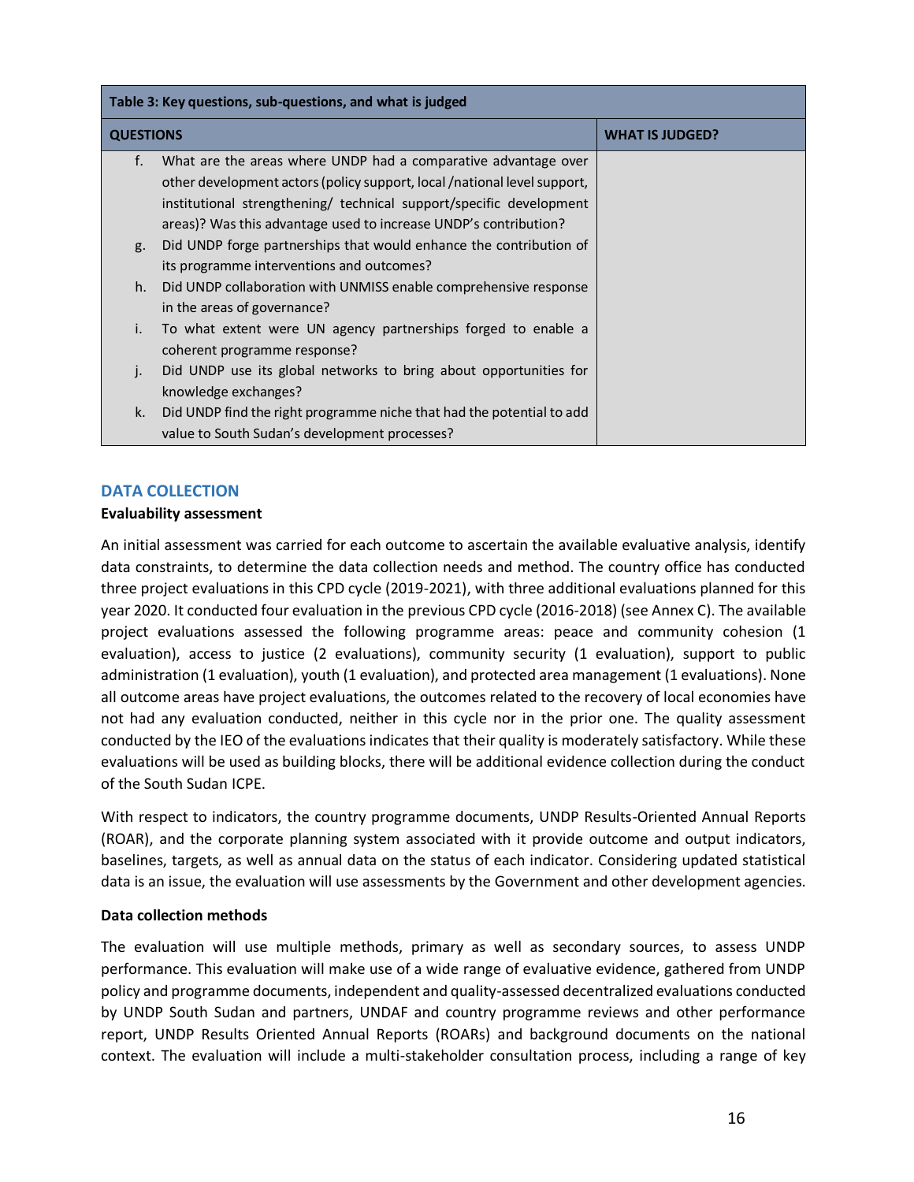| Table 3: Key questions, sub-questions, and what is judged | |
|---|---|
| **QUESTIONS** | **WHAT IS JUDGED?** |
| f. What are the areas where UNDP had a comparative advantage over other development actors (policy support, local /national level support, institutional strengthening/ technical support/specific development areas)? Was this advantage used to increase UNDP's contribution?<br>g. Did UNDP forge partnerships that would enhance the contribution of its programme interventions and outcomes?<br>h. Did UNDP collaboration with UNMISS enable comprehensive response in the areas of governance?<br>i. To what extent were UN agency partnerships forged to enable a coherent programme response?<br>j. Did UNDP use its global networks to bring about opportunities for knowledge exchanges?<br>k. Did UNDP find the right programme niche that had the potential to add value to South Sudan's development processes? | |

## DATA COLLECTION

**Evaluability assessment**

An initial assessment was carried for each outcome to ascertain the available evaluative analysis, identify data constraints, to determine the data collection needs and method. The country office has conducted three project evaluations in this CPD cycle (2019-2021), with three additional evaluations planned for this year 2020. It conducted four evaluation in the previous CPD cycle (2016-2018) (see Annex C). The available project evaluations assessed the following programme areas: peace and community cohesion (1 evaluation), access to justice (2 evaluations), community security (1 evaluation), support to public administration (1 evaluation), youth (1 evaluation), and protected area management (1 evaluations). None all outcome areas have project evaluations, the outcomes related to the recovery of local economies have not had any evaluation conducted, neither in this cycle nor in the prior one. The quality assessment conducted by the IEO of the evaluations indicates that their quality is moderately satisfactory. While these evaluations will be used as building blocks, there will be additional evidence collection during the conduct of the South Sudan ICPE.

With respect to indicators, the country programme documents, UNDP Results-Oriented Annual Reports (ROAR), and the corporate planning system associated with it provide outcome and output indicators, baselines, targets, as well as annual data on the status of each indicator. Considering updated statistical data is an issue, the evaluation will use assessments by the Government and other development agencies.

**Data collection methods**

The evaluation will use multiple methods, primary as well as secondary sources, to assess UNDP performance. This evaluation will make use of a wide range of evaluative evidence, gathered from UNDP policy and programme documents, independent and quality-assessed decentralized evaluations conducted by UNDP South Sudan and partners, UNDAF and country programme reviews and other performance report, UNDP Results Oriented Annual Reports (ROARs) and background documents on the national context. The evaluation will include a multi-stakeholder consultation process, including a range of key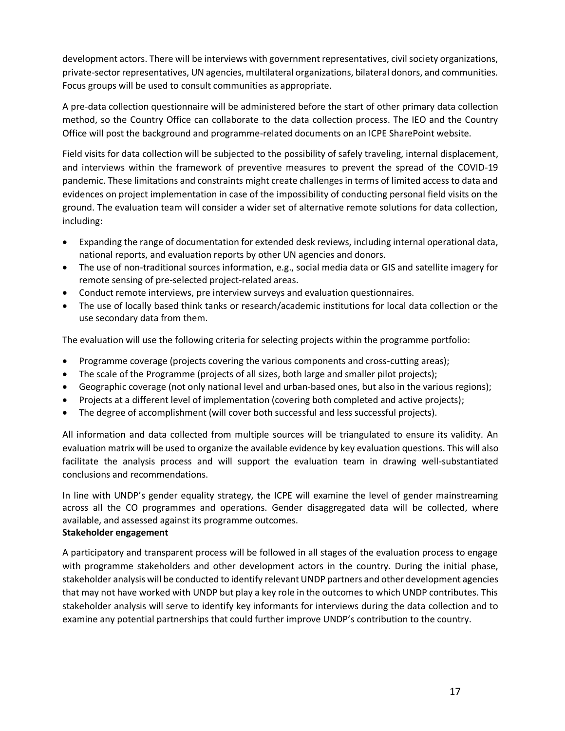development actors. There will be interviews with government representatives, civil society organizations, private-sector representatives, UN agencies, multilateral organizations, bilateral donors, and communities. Focus groups will be used to consult communities as appropriate.

A pre-data collection questionnaire will be administered before the start of other primary data collection method, so the Country Office can collaborate to the data collection process. The IEO and the Country Office will post the background and programme-related documents on an ICPE SharePoint website.

Field visits for data collection will be subjected to the possibility of safely traveling, internal displacement, and interviews within the framework of preventive measures to prevent the spread of the COVID-19 pandemic. These limitations and constraints might create challenges in terms of limited access to data and evidences on project implementation in case of the impossibility of conducting personal field visits on the ground. The evaluation team will consider a wider set of alternative remote solutions for data collection, including:

- Expanding the range of documentation for extended desk reviews, including internal operational data, national reports, and evaluation reports by other UN agencies and donors.
- The use of non-traditional sources information, e.g., social media data or GIS and satellite imagery for remote sensing of pre-selected project-related areas.
- Conduct remote interviews, pre interview surveys and evaluation questionnaires.
- The use of locally based think tanks or research/academic institutions for local data collection or the use secondary data from them.

The evaluation will use the following criteria for selecting projects within the programme portfolio:

- Programme coverage (projects covering the various components and cross-cutting areas);
- The scale of the Programme (projects of all sizes, both large and smaller pilot projects);
- Geographic coverage (not only national level and urban-based ones, but also in the various regions);
- Projects at a different level of implementation (covering both completed and active projects);
- The degree of accomplishment (will cover both successful and less successful projects).

All information and data collected from multiple sources will be triangulated to ensure its validity. An evaluation matrix will be used to organize the available evidence by key evaluation questions. This will also facilitate the analysis process and will support the evaluation team in drawing well-substantiated conclusions and recommendations.

In line with UNDP's gender equality strategy, the ICPE will examine the level of gender mainstreaming across all the CO programmes and operations. Gender disaggregated data will be collected, where available, and assessed against its programme outcomes.

**Stakeholder engagement**

A participatory and transparent process will be followed in all stages of the evaluation process to engage with programme stakeholders and other development actors in the country. During the initial phase, stakeholder analysis will be conducted to identify relevant UNDP partners and other development agencies that may not have worked with UNDP but play a key role in the outcomes to which UNDP contributes. This stakeholder analysis will serve to identify key informants for interviews during the data collection and to examine any potential partnerships that could further improve UNDP's contribution to the country.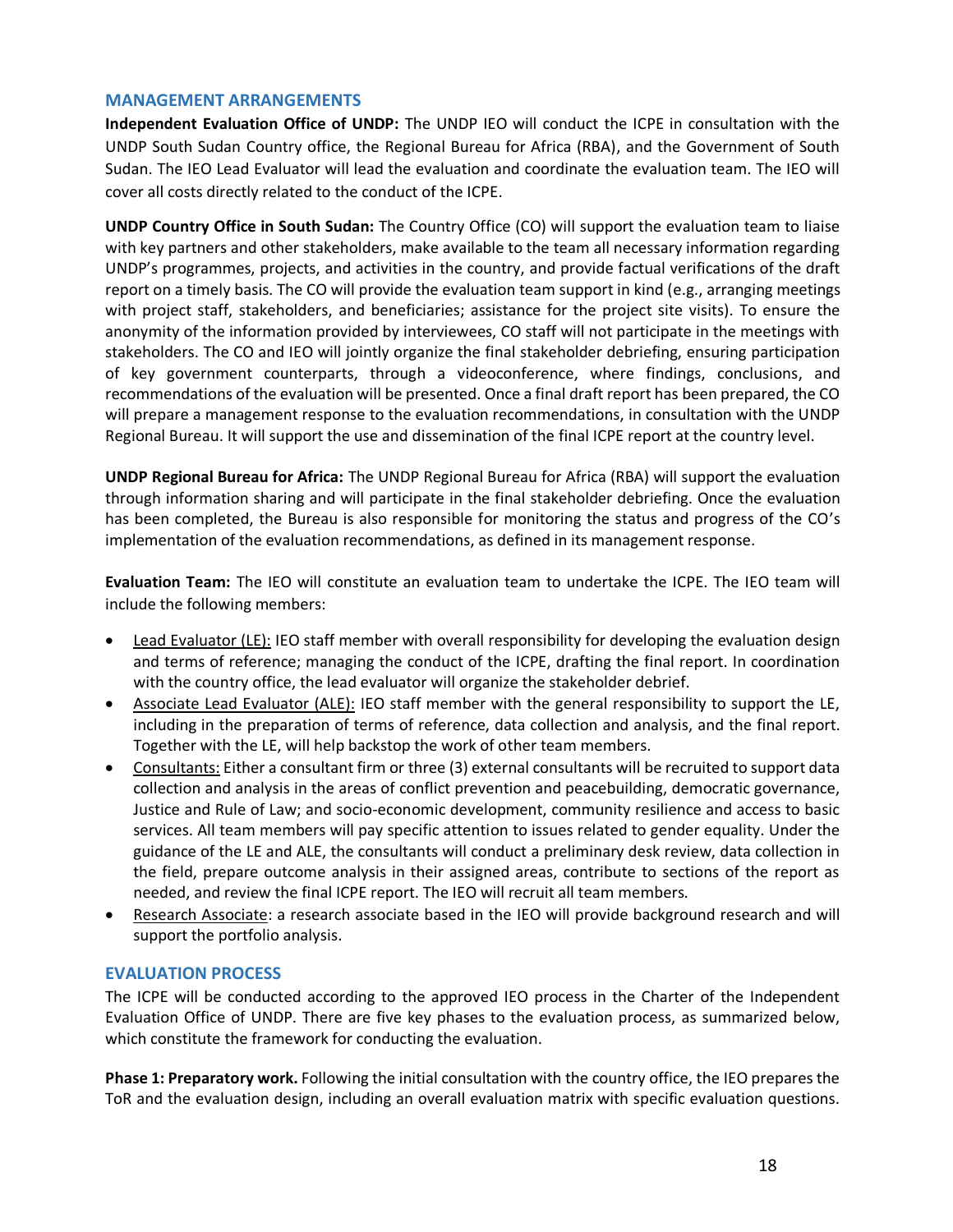## MANAGEMENT ARRANGEMENTS

**Independent Evaluation Office of UNDP:** The UNDP IEO will conduct the ICPE in consultation with the UNDP South Sudan Country office, the Regional Bureau for Africa (RBA), and the Government of South Sudan. The IEO Lead Evaluator will lead the evaluation and coordinate the evaluation team. The IEO will cover all costs directly related to the conduct of the ICPE.

**UNDP Country Office in South Sudan:** The Country Office (CO) will support the evaluation team to liaise with key partners and other stakeholders, make available to the team all necessary information regarding UNDP's programmes, projects, and activities in the country, and provide factual verifications of the draft report on a timely basis. The CO will provide the evaluation team support in kind (e.g., arranging meetings with project staff, stakeholders, and beneficiaries; assistance for the project site visits). To ensure the anonymity of the information provided by interviewees, CO staff will not participate in the meetings with stakeholders. The CO and IEO will jointly organize the final stakeholder debriefing, ensuring participation of key government counterparts, through a videoconference, where findings, conclusions, and recommendations of the evaluation will be presented. Once a final draft report has been prepared, the CO will prepare a management response to the evaluation recommendations, in consultation with the UNDP Regional Bureau. It will support the use and dissemination of the final ICPE report at the country level.

**UNDP Regional Bureau for Africa:** The UNDP Regional Bureau for Africa (RBA) will support the evaluation through information sharing and will participate in the final stakeholder debriefing. Once the evaluation has been completed, the Bureau is also responsible for monitoring the status and progress of the CO's implementation of the evaluation recommendations, as defined in its management response.

**Evaluation Team:** The IEO will constitute an evaluation team to undertake the ICPE. The IEO team will include the following members:

- Lead Evaluator (LE): IEO staff member with overall responsibility for developing the evaluation design and terms of reference; managing the conduct of the ICPE, drafting the final report. In coordination with the country office, the lead evaluator will organize the stakeholder debrief.
- Associate Lead Evaluator (ALE): IEO staff member with the general responsibility to support the LE, including in the preparation of terms of reference, data collection and analysis, and the final report. Together with the LE, will help backstop the work of other team members.
- Consultants: Either a consultant firm or three (3) external consultants will be recruited to support data collection and analysis in the areas of conflict prevention and peacebuilding, democratic governance, Justice and Rule of Law; and socio-economic development, community resilience and access to basic services. All team members will pay specific attention to issues related to gender equality. Under the guidance of the LE and ALE, the consultants will conduct a preliminary desk review, data collection in the field, prepare outcome analysis in their assigned areas, contribute to sections of the report as needed, and review the final ICPE report. The IEO will recruit all team members.
- Research Associate: a research associate based in the IEO will provide background research and will support the portfolio analysis.

## EVALUATION PROCESS

The ICPE will be conducted according to the approved IEO process in the Charter of the Independent Evaluation Office of UNDP. There are five key phases to the evaluation process, as summarized below, which constitute the framework for conducting the evaluation.

**Phase 1: Preparatory work.** Following the initial consultation with the country office, the IEO prepares the ToR and the evaluation design, including an overall evaluation matrix with specific evaluation questions.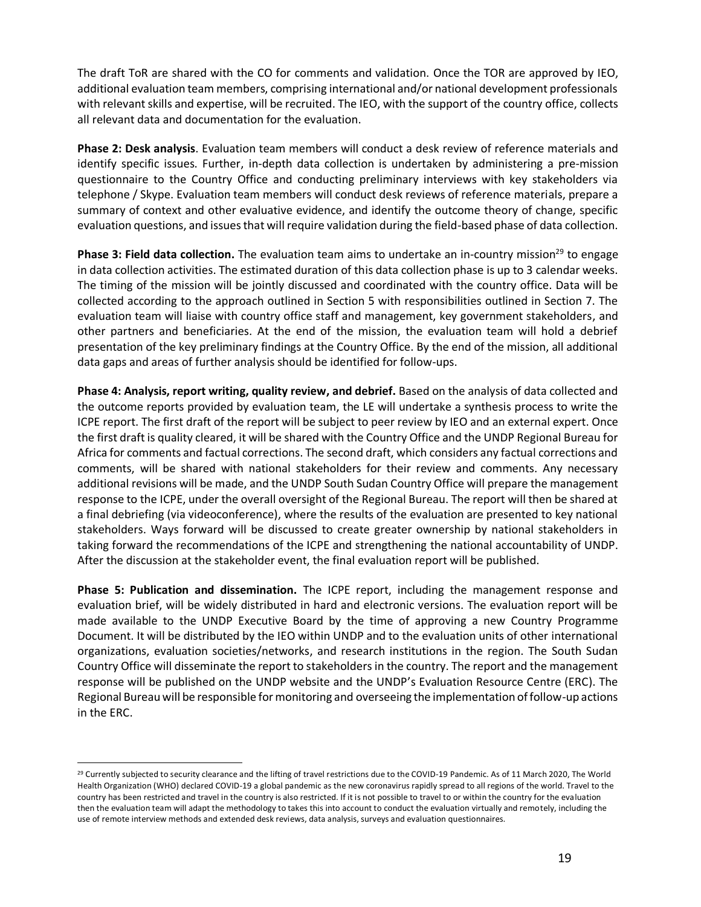The draft ToR are shared with the CO for comments and validation. Once the TOR are approved by IEO, additional evaluation team members, comprising international and/or national development professionals with relevant skills and expertise, will be recruited. The IEO, with the support of the country office, collects all relevant data and documentation for the evaluation.

**Phase 2: Desk analysis**. Evaluation team members will conduct a desk review of reference materials and identify specific issues. Further, in-depth data collection is undertaken by administering a pre-mission questionnaire to the Country Office and conducting preliminary interviews with key stakeholders via telephone / Skype. Evaluation team members will conduct desk reviews of reference materials, prepare a summary of context and other evaluative evidence, and identify the outcome theory of change, specific evaluation questions, and issues that will require validation during the field-based phase of data collection.

**Phase 3: Field data collection.** The evaluation team aims to undertake an in-country mission[29] to engage in data collection activities. The estimated duration of this data collection phase is up to 3 calendar weeks. The timing of the mission will be jointly discussed and coordinated with the country office. Data will be collected according to the approach outlined in Section 5 with responsibilities outlined in Section 7. The evaluation team will liaise with country office staff and management, key government stakeholders, and other partners and beneficiaries. At the end of the mission, the evaluation team will hold a debrief presentation of the key preliminary findings at the Country Office. By the end of the mission, all additional data gaps and areas of further analysis should be identified for follow-ups.

**Phase 4: Analysis, report writing, quality review, and debrief.** Based on the analysis of data collected and the outcome reports provided by evaluation team, the LE will undertake a synthesis process to write the ICPE report. The first draft of the report will be subject to peer review by IEO and an external expert. Once the first draft is quality cleared, it will be shared with the Country Office and the UNDP Regional Bureau for Africa for comments and factual corrections. The second draft, which considers any factual corrections and comments, will be shared with national stakeholders for their review and comments. Any necessary additional revisions will be made, and the UNDP South Sudan Country Office will prepare the management response to the ICPE, under the overall oversight of the Regional Bureau. The report will then be shared at a final debriefing (via videoconference), where the results of the evaluation are presented to key national stakeholders. Ways forward will be discussed to create greater ownership by national stakeholders in taking forward the recommendations of the ICPE and strengthening the national accountability of UNDP. After the discussion at the stakeholder event, the final evaluation report will be published.

**Phase 5: Publication and dissemination.** The ICPE report, including the management response and evaluation brief, will be widely distributed in hard and electronic versions. The evaluation report will be made available to the UNDP Executive Board by the time of approving a new Country Programme Document. It will be distributed by the IEO within UNDP and to the evaluation units of other international organizations, evaluation societies/networks, and research institutions in the region. The South Sudan Country Office will disseminate the report to stakeholders in the country. The report and the management response will be published on the UNDP website and the UNDP's Evaluation Resource Centre (ERC). The Regional Bureau will be responsible for monitoring and overseeing the implementation of follow-up actions in the ERC.

---

[29] Currently subjected to security clearance and the lifting of travel restrictions due to the COVID-19 Pandemic. As of 11 March 2020, The World Health Organization (WHO) declared COVID-19 a global pandemic as the new coronavirus rapidly spread to all regions of the world. Travel to the country has been restricted and travel in the country is also restricted. If it is not possible to travel to or within the country for the evaluation then the evaluation team will adapt the methodology to takes this into account to conduct the evaluation virtually and remotely, including the use of remote interview methods and extended desk reviews, data analysis, surveys and evaluation questionnaires.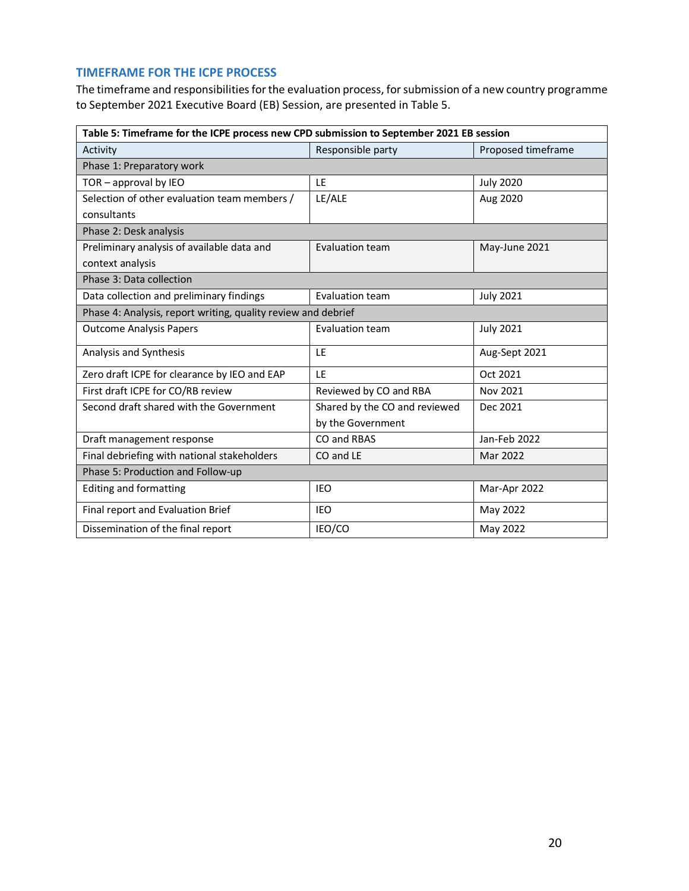### TIMEFRAME FOR THE ICPE PROCESS

The timeframe and responsibilities for the evaluation process, for submission of a new country programme to September 2021 Executive Board (EB) Session, are presented in Table 5.

**Table 5: Timeframe for the ICPE process new CPD submission to September 2021 EB session**

| Activity | Responsible party | Proposed timeframe |
|---|---|---|
| Phase 1: Preparatory work | | |
| TOR – approval by IEO | LE | July 2020 |
| Selection of other evaluation team members / consultants | LE/ALE | Aug 2020 |
| Phase 2: Desk analysis | | |
| Preliminary analysis of available data and context analysis | Evaluation team | May-June 2021 |
| Phase 3: Data collection | | |
| Data collection and preliminary findings | Evaluation team | July 2021 |
| Phase 4: Analysis, report writing, quality review and debrief | | |
| Outcome Analysis Papers | Evaluation team | July 2021 |
| Analysis and Synthesis | LE | Aug-Sept 2021 |
| Zero draft ICPE for clearance by IEO and EAP | LE | Oct 2021 |
| First draft ICPE for CO/RB review | Reviewed by CO and RBA | Nov 2021 |
| Second draft shared with the Government | Shared by the CO and reviewed by the Government | Dec 2021 |
| Draft management response | CO and RBAS | Jan-Feb 2022 |
| Final debriefing with national stakeholders | CO and LE | Mar 2022 |
| Phase 5: Production and Follow-up | | |
| Editing and formatting | IEO | Mar-Apr 2022 |
| Final report and Evaluation Brief | IEO | May 2022 |
| Dissemination of the final report | IEO/CO | May 2022 |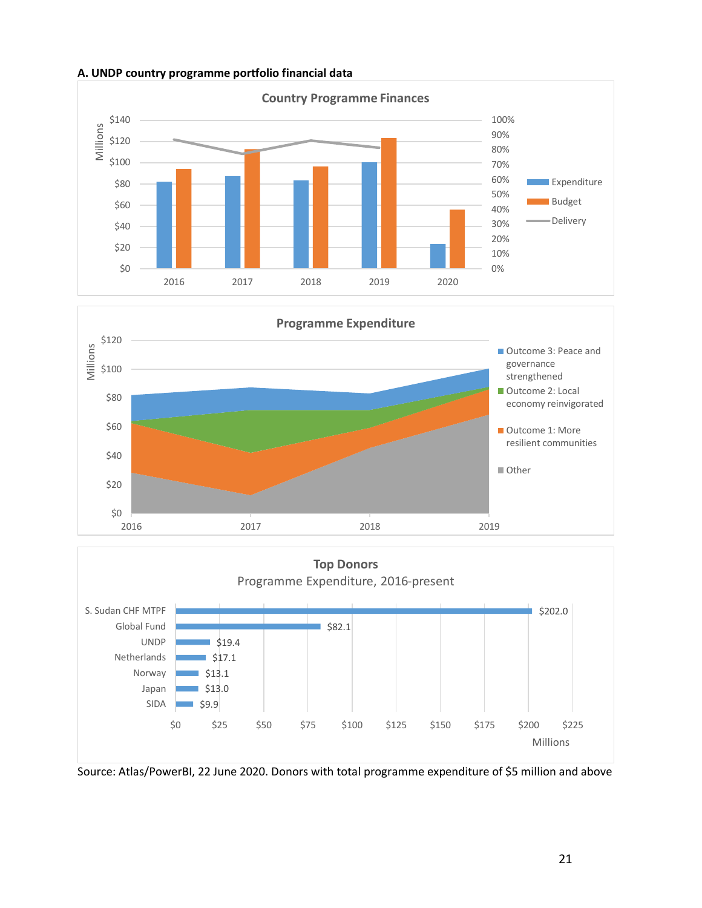**A. UNDP country programme portfolio financial data**

**Country Programme Finances**

**Programme Expenditure**

**Top Donors**

Programme Expenditure, 2016-present

| Donor | Millions |
|---|---|
| S. Sudan CHF MTPF | $202.0 |
| Global Fund | $82.1 |
| UNDP | $19.4 |
| Netherlands | $17.1 |
| Norway | $13.1 |
| Japan | $13.0 |
| SIDA | $9.9 |

Source: Atlas/PowerBI, 22 June 2020. Donors with total programme expenditure of $5 million and above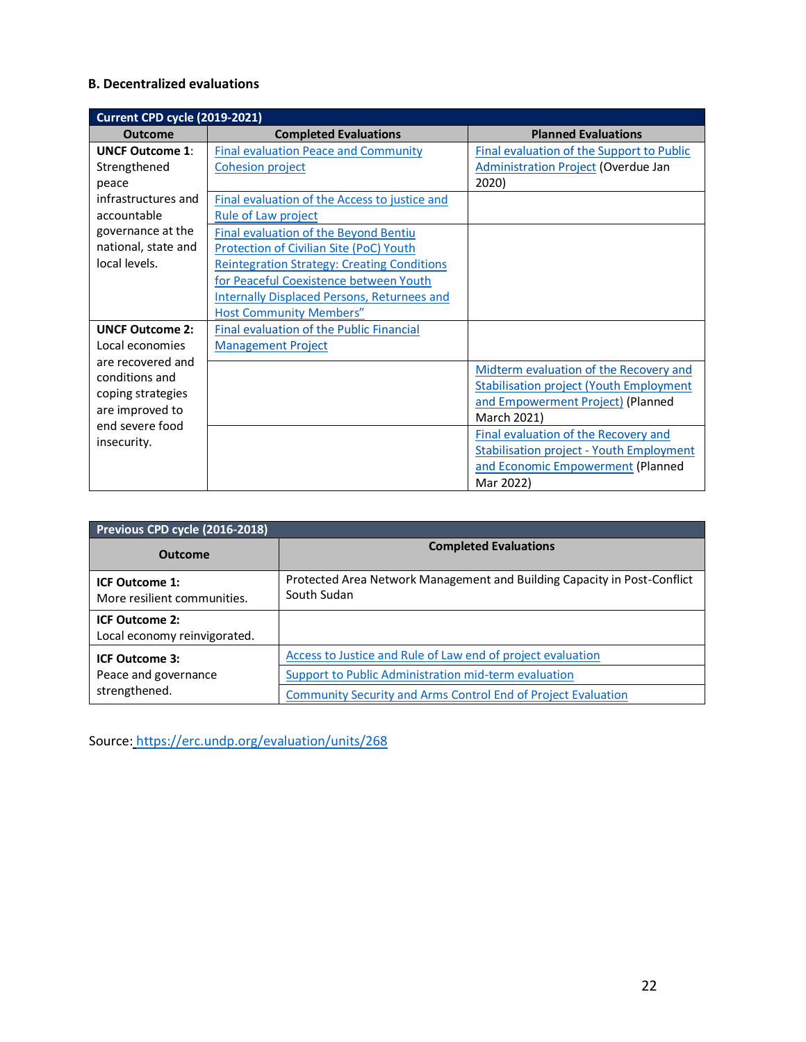### B. Decentralized evaluations

| Current CPD cycle (2019-2021) | | |
|---|---|---|
| **Outcome** | **Completed Evaluations** | **Planned Evaluations** |
| **UNCF Outcome 1**: Strengthened peace infrastructures and accountable governance at the national, state and local levels. | Final evaluation Peace and Community Cohesion project | Final evaluation of the Support to Public Administration Project (Overdue Jan 2020) |
| | Final evaluation of the Access to justice and Rule of Law project | |
| | Final evaluation of the Beyond Bentiu Protection of Civilian Site (PoC) Youth Reintegration Strategy: Creating Conditions for Peaceful Coexistence between Youth Internally Displaced Persons, Returnees and Host Community Members" | |
| **UNCF Outcome 2:** Local economies are recovered and conditions and coping strategies are improved to end severe food insecurity. | Final evaluation of the Public Financial Management Project | |
| | | Midterm evaluation of the Recovery and Stabilisation project (Youth Employment and Empowerment Project) (Planned March 2021) |
| | | Final evaluation of the Recovery and Stabilisation project - Youth Employment and Economic Empowerment (Planned Mar 2022) |

| Previous CPD cycle (2016-2018) | |
|---|---|
| **Outcome** | **Completed Evaluations** |
| **ICF Outcome 1:** More resilient communities. | Protected Area Network Management and Building Capacity in Post-Conflict South Sudan |
| **ICF Outcome 2:** Local economy reinvigorated. | |
| **ICF Outcome 3:** Peace and governance strengthened. | Access to Justice and Rule of Law end of project evaluation |
| | Support to Public Administration mid-term evaluation |
| | Community Security and Arms Control End of Project Evaluation |

Source: https://erc.undp.org/evaluation/units/268